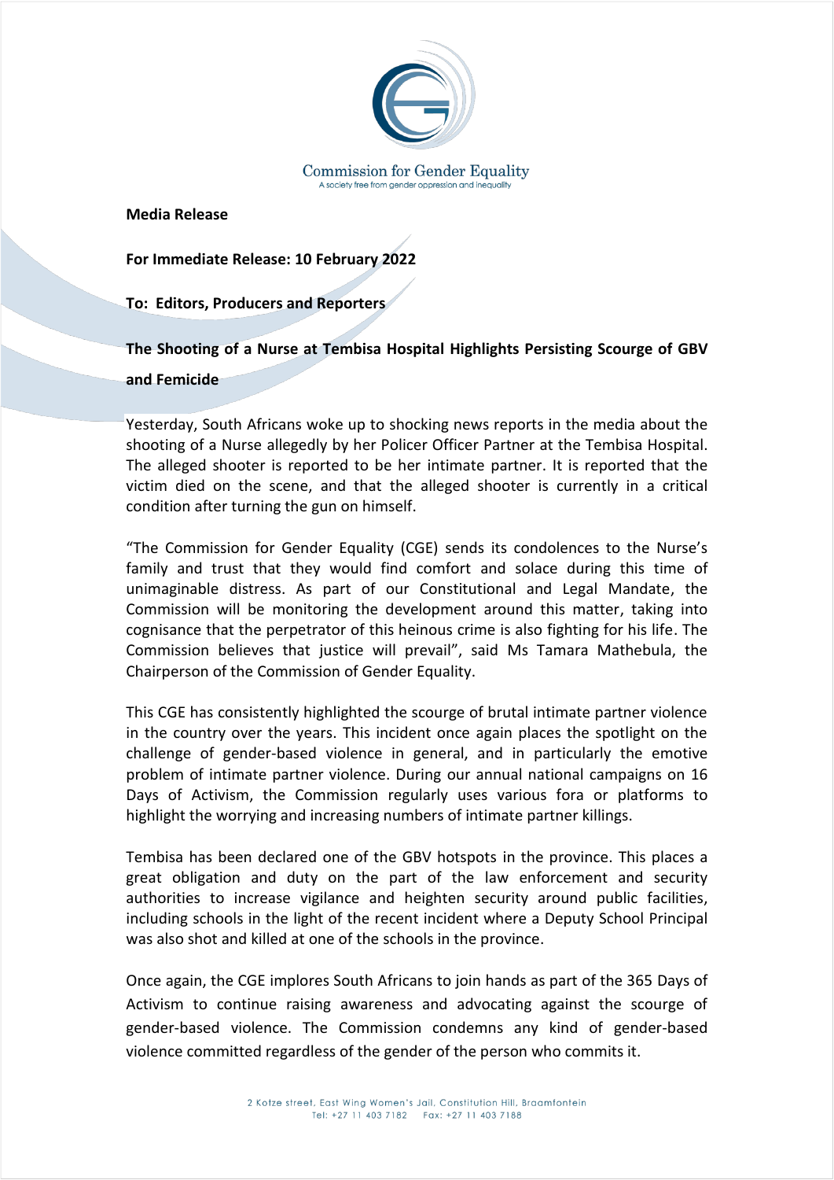Commission for Gender Equality

A society free from gender oppression and inequality

**Media Release**

**For Immediate Release: 10 February 2022**

**To: Editors, Producers and Reporters**

**The Shooting of a Nurse at Tembisa Hospital Highlights Persisting Scourge of GBV and Femicide**

Yesterday, South Africans woke up to shocking news reports in the media about the shooting of a Nurse allegedly by her Policer Officer Partner at the Tembisa Hospital. The alleged shooter is reported to be her intimate partner. It is reported that the victim died on the scene, and that the alleged shooter is currently in a critical condition after turning the gun on himself.

"The Commission for Gender Equality (CGE) sends its condolences to the Nurse's family and trust that they would find comfort and solace during this time of unimaginable distress. As part of our Constitutional and Legal Mandate, the Commission will be monitoring the development around this matter, taking into cognisance that the perpetrator of this heinous crime is also fighting for his life. The Commission believes that justice will prevail", said Ms Tamara Mathebula, the Chairperson of the Commission of Gender Equality.

This CGE has consistently highlighted the scourge of brutal intimate partner violence in the country over the years. This incident once again places the spotlight on the challenge of gender-based violence in general, and in particularly the emotive problem of intimate partner violence. During our annual national campaigns on 16 Days of Activism, the Commission regularly uses various fora or platforms to highlight the worrying and increasing numbers of intimate partner killings.

Tembisa has been declared one of the GBV hotspots in the province. This places a great obligation and duty on the part of the law enforcement and security authorities to increase vigilance and heighten security around public facilities, including schools in the light of the recent incident where a Deputy School Principal was also shot and killed at one of the schools in the province.

Once again, the CGE implores South Africans to join hands as part of the 365 Days of Activism to continue raising awareness and advocating against the scourge of gender-based violence. The Commission condemns any kind of gender-based violence committed regardless of the gender of the person who commits it.

2 Kotze street, East Wing Women's Jail, Constitution Hill, Braamfontein
Tel: +27 11 403 7182 Fax: +27 11 403 7188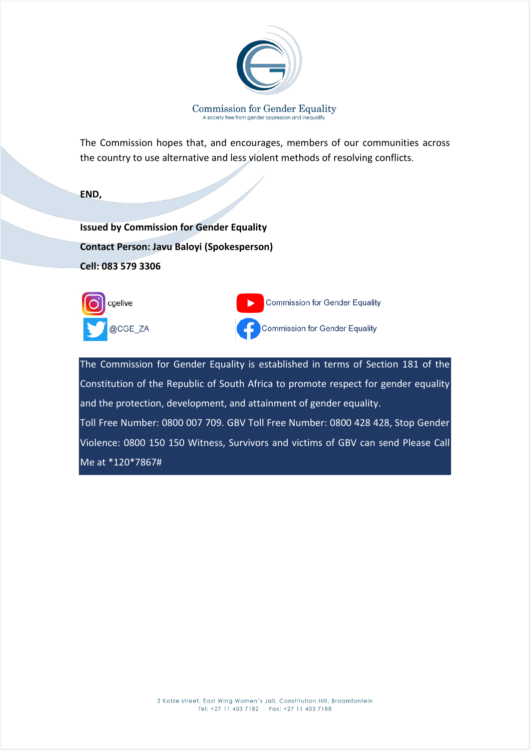Commission for Gender Equality

A society free from gender oppression and inequality

The Commission hopes that, and encourages, members of our communities across the country to use alternative and less violent methods of resolving conflicts.

**END,**

**Issued by Commission for Gender Equality**

**Contact Person: Javu Baloyi (Spokesperson)**

**Cell: 083 579 3306**

cgelive

@CGE_ZA

Commission for Gender Equality

Commission for Gender Equality

The Commission for Gender Equality is established in terms of Section 181 of the Constitution of the Republic of South Africa to promote respect for gender equality and the protection, development, and attainment of gender equality.
Toll Free Number: 0800 007 709. GBV Toll Free Number: 0800 428 428, Stop Gender Violence: 0800 150 150 Witness, Survivors and victims of GBV can send Please Call Me at *120*7867#

2 Kotze street, East Wing Women's Jail, Constitution Hill, Braamfontein
Tel: +27 11 403 7182 Fax: +27 11 403 7188